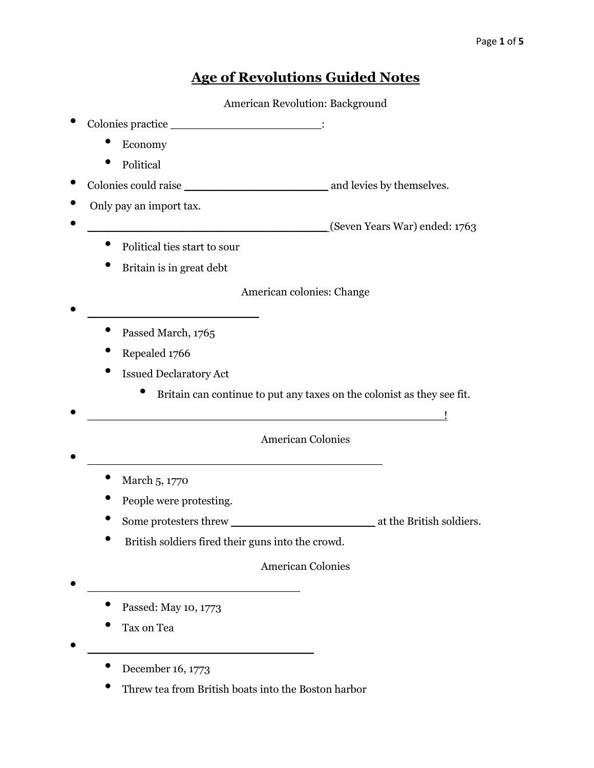# Age of Revolutions Guided Notes

American Revolution: Background

- Colonies practice ______________________:
  - Economy
  - Political
- Colonies could raise _____________________ and levies by themselves.
- Only pay an import tax.
- ___________________________________(Seven Years War) ended: 1763
  - Political ties start to sour
  - Britain is in great debt

American colonies: Change

- _________________________
  - Passed March, 1765
  - Repealed 1766
  - Issued Declaratory Act
    - Britain can continue to put any taxes on the colonist as they see fit.
- _____________________________________________________!

American Colonies

- ___________________________________________
  - March 5, 1770
  - People were protesting.
  - Some protesters threw _____________________ at the British soldiers.
  - British soldiers fired their guns into the crowd.

American Colonies

- _______________________________
  - Passed: May 10, 1773
  - Tax on Tea
- _________________________________
  - December 16, 1773
  - Threw tea from British boats into the Boston harbor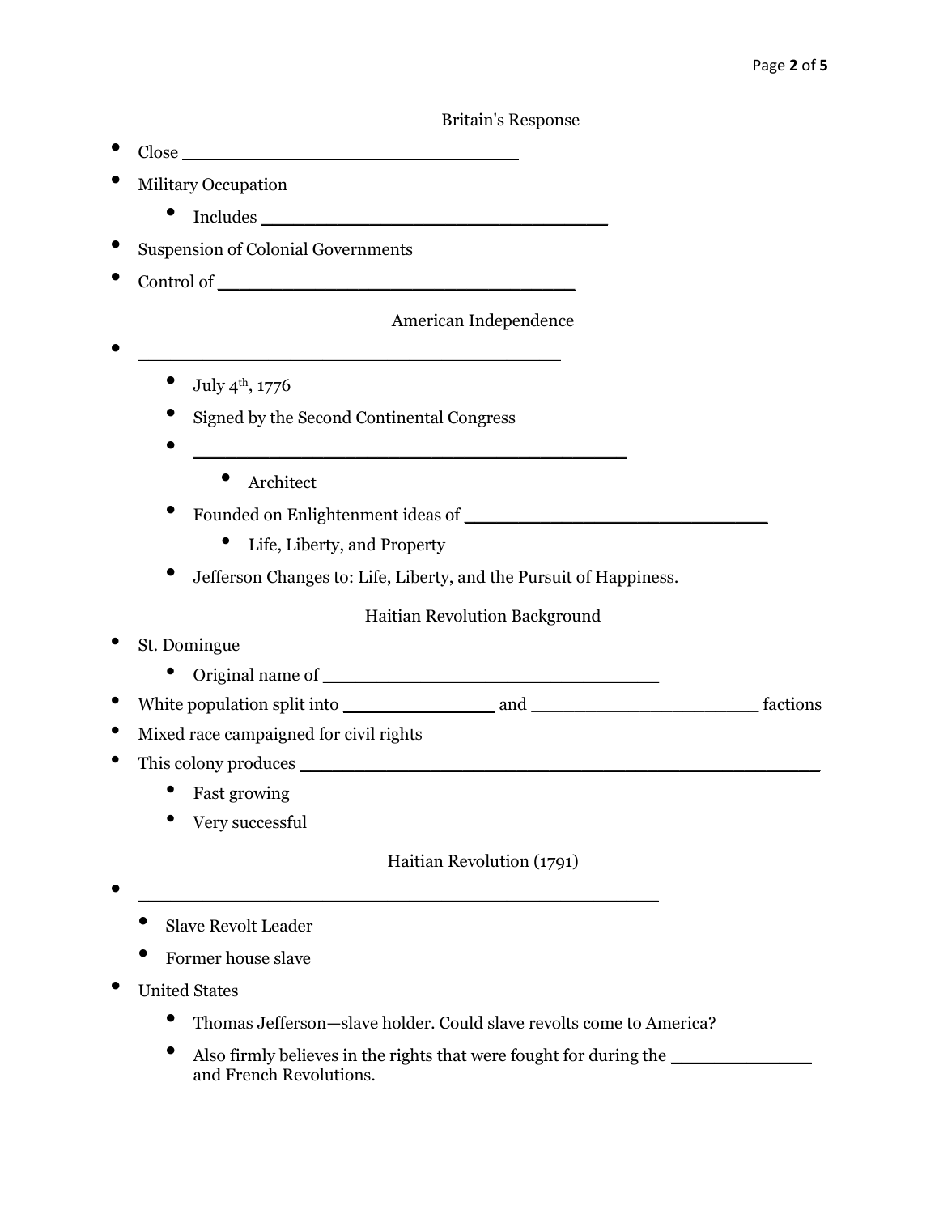## Britain's Response

- Close ________________________________
- Military Occupation
  - Includes ________________________________
- Suspension of Colonial Governments
- Control of ________________________________

## American Independence

- ________________________________________
  - July 4th, 1776
  - Signed by the Second Continental Congress
  - ________________________________________
    - Architect
  - Founded on Enlightenment ideas of ____________________________
    - Life, Liberty, and Property
  - Jefferson Changes to: Life, Liberty, and the Pursuit of Happiness.

## Haitian Revolution Background

- St. Domingue
  - Original name of ________________________________
- White population split into ______________ and _____________________ factions
- Mixed race campaigned for civil rights
- This colony produces ________________________________________________
  - Fast growing
  - Very successful

## Haitian Revolution (1791)

- __________________________________________________
  - Slave Revolt Leader
  - Former house slave
- United States
  - Thomas Jefferson—slave holder. Could slave revolts come to America?
  - Also firmly believes in the rights that were fought for during the _____________ and French Revolutions.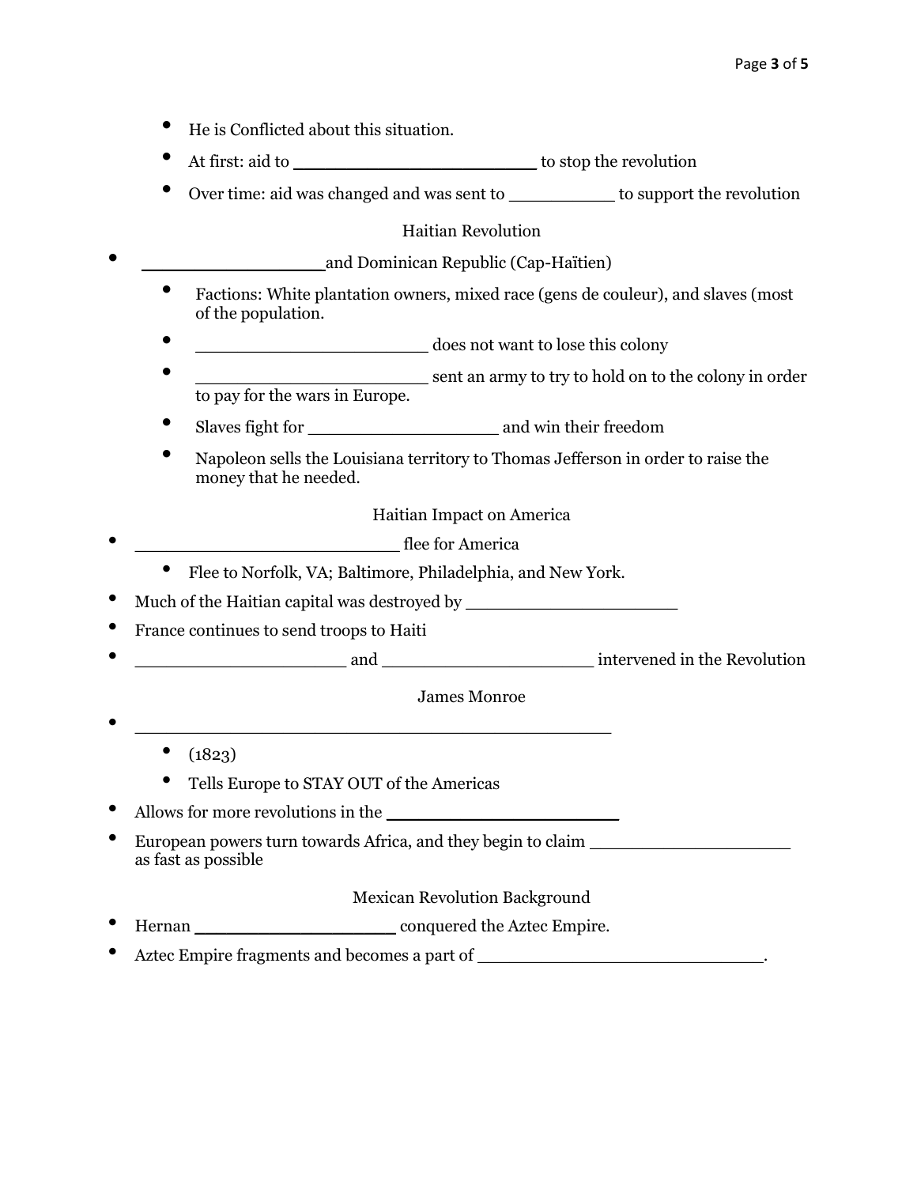- He is Conflicted about this situation.
- At first: aid to ________________________ to stop the revolution
- Over time: aid was changed and was sent to __________ to support the revolution

### Haitian Revolution

- _________________and Dominican Republic (Cap-Haïtien)
  - Factions: White plantation owners, mixed race (gens de couleur), and slaves (most of the population.
  - ______________________ does not want to lose this colony
  - ______________________ sent an army to try to hold on to the colony in order to pay for the wars in Europe.
  - Slaves fight for __________________ and win their freedom
  - Napoleon sells the Louisiana territory to Thomas Jefferson in order to raise the money that he needed.

### Haitian Impact on America

- _________________________ flee for America
  - Flee to Norfolk, VA; Baltimore, Philadelphia, and New York.
- Much of the Haitian capital was destroyed by ____________________
- France continues to send troops to Haiti
- ____________________ and ____________________ intervened in the Revolution

### James Monroe

- ______________________________________________
  - (1823)
  - Tells Europe to STAY OUT of the Americas
- Allows for more revolutions in the ______________________
- European powers turn towards Africa, and they begin to claim ___________________ as fast as possible

### Mexican Revolution Background

- Hernan ___________________ conquered the Aztec Empire.
- Aztec Empire fragments and becomes a part of ___________________________.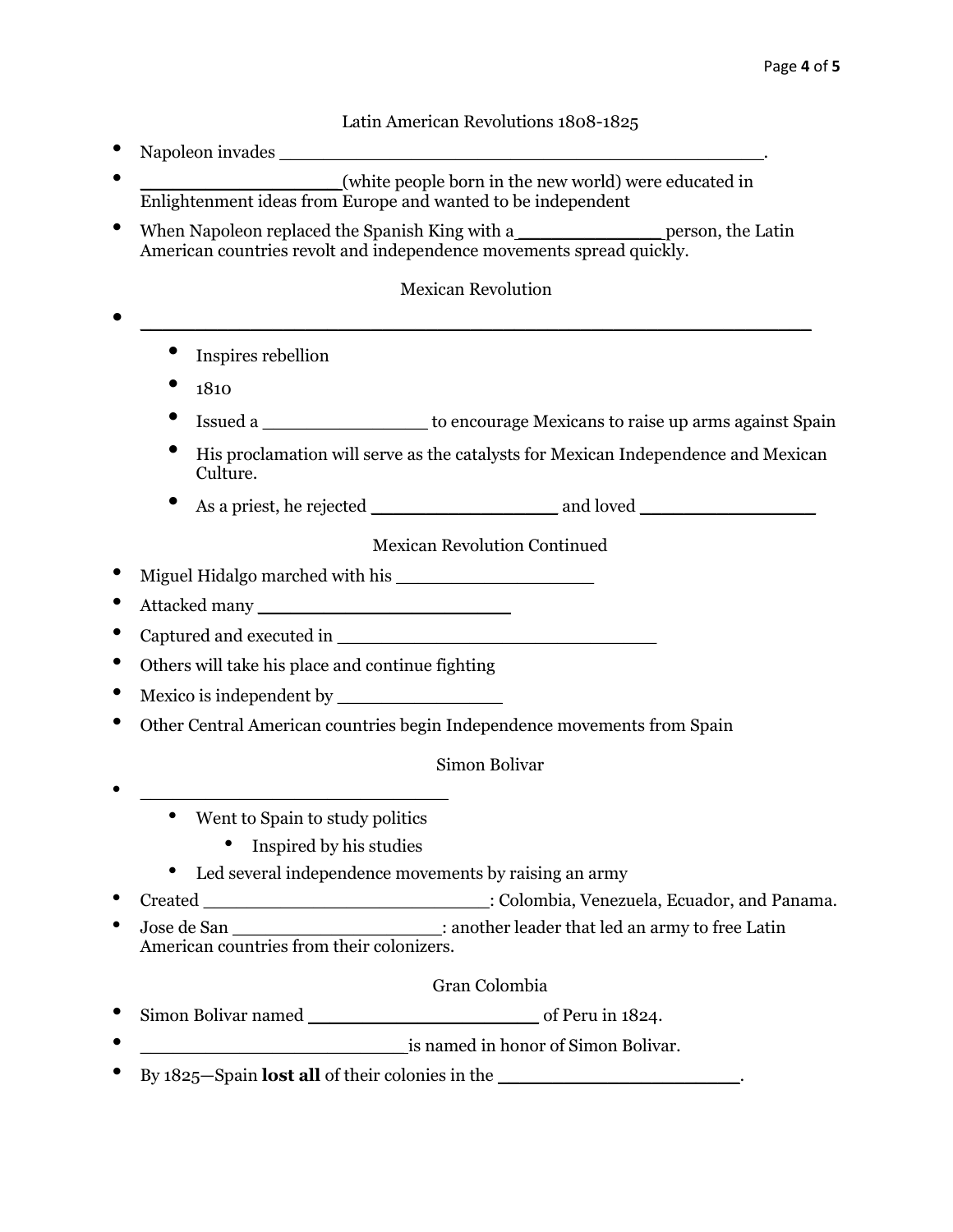## Latin American Revolutions 1808-1825

- Napoleon invades ________________________________________________.
- ___________________(white people born in the new world) were educated in Enlightenment ideas from Europe and wanted to be independent
- When Napoleon replaced the Spanish King with a______________person, the Latin American countries revolt and independence movements spread quickly.

## Mexican Revolution

- _______________________________________________________________
  - Inspires rebellion
  - 1810
  - Issued a ________________ to encourage Mexicans to raise up arms against Spain
  - His proclamation will serve as the catalysts for Mexican Independence and Mexican Culture.
  - As a priest, he rejected _________________ and loved ________________

## Mexican Revolution Continued

- Miguel Hidalgo marched with his ___________________
- Attacked many ________________________
- Captured and executed in ______________________________
- Others will take his place and continue fighting
- Mexico is independent by ________________
- Other Central American countries begin Independence movements from Spain

## Simon Bolivar

- _____________________________
  - Went to Spain to study politics
    - Inspired by his studies
  - Led several independence movements by raising an army
- Created ___________________________: Colombia, Venezuela, Ecuador, and Panama.
- Jose de San ____________________: another leader that led an army to free Latin American countries from their colonizers.

## Gran Colombia

- Simon Bolivar named _____________________ of Peru in 1824.
- _________________________is named in honor of Simon Bolivar.
- By 1825—Spain **lost all** of their colonies in the ______________________.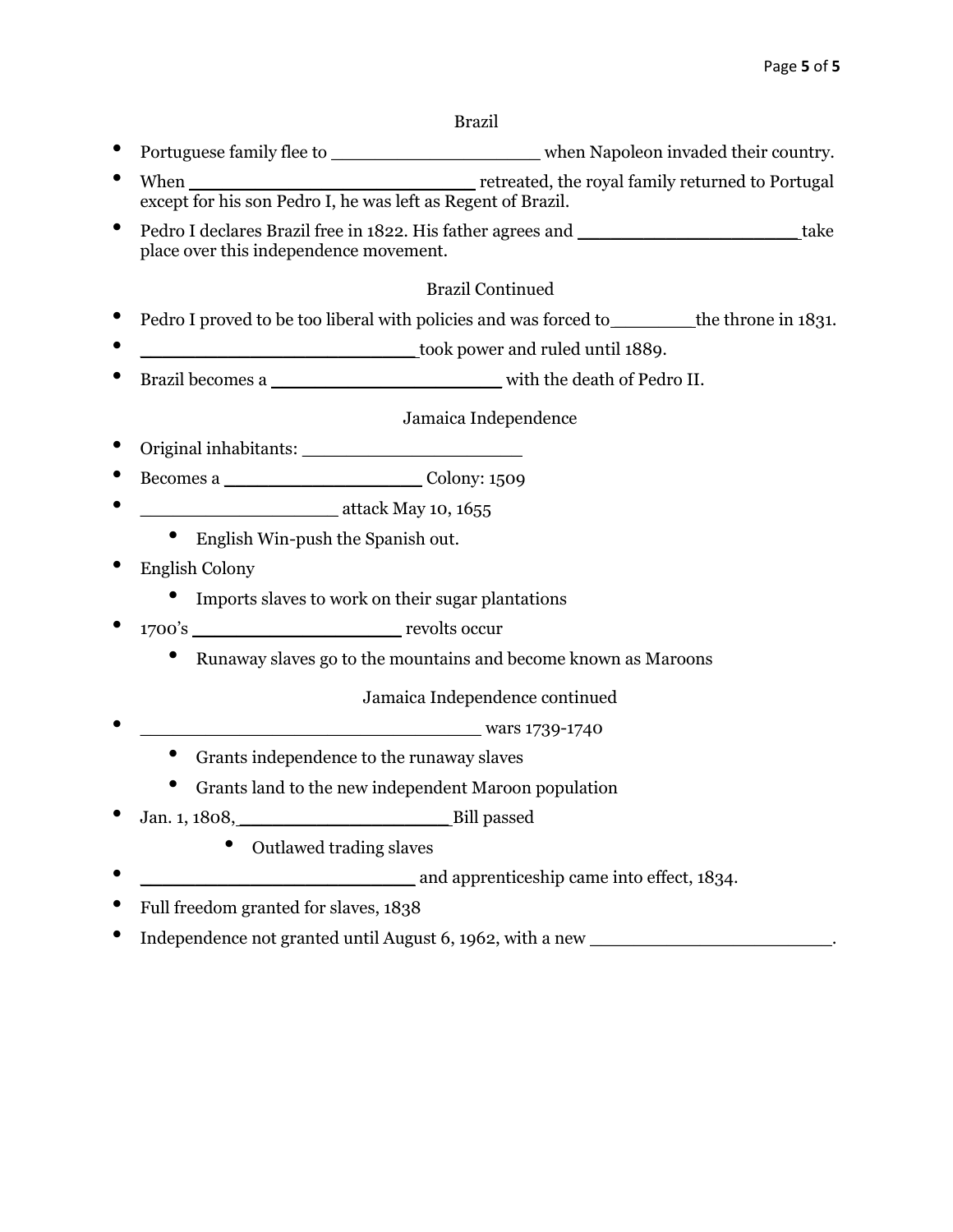## Brazil

- Portuguese family flee to ____________________ when Napoleon invaded their country.
- When ____________________________ retreated, the royal family returned to Portugal except for his son Pedro I, he was left as Regent of Brazil.
- Pedro I declares Brazil free in 1822. His father agrees and ______________________ take place over this independence movement.

## Brazil Continued

- Pedro I proved to be too liberal with policies and was forced to ________ the throne in 1831.
- ___________________________ took power and ruled until 1889.
- Brazil becomes a _______________________ with the death of Pedro II.

## Jamaica Independence

- Original inhabitants: ______________________
- Becomes a ____________________ Colony: 1509
- ____________________ attack May 10, 1655
  - English Win-push the Spanish out.
- English Colony
  - Imports slaves to work on their sugar plantations
- 1700's _____________________ revolts occur
  - Runaway slaves go to the mountains and become known as Maroons

## Jamaica Independence continued

- __________________________________ wars 1739-1740
  - Grants independence to the runaway slaves
  - Grants land to the new independent Maroon population
- Jan. 1, 1808, _____________________ Bill passed
  - Outlawed trading slaves
- ___________________________ and apprenticeship came into effect, 1834.
- Full freedom granted for slaves, 1838
- Independence not granted until August 6, 1962, with a new ________________________.